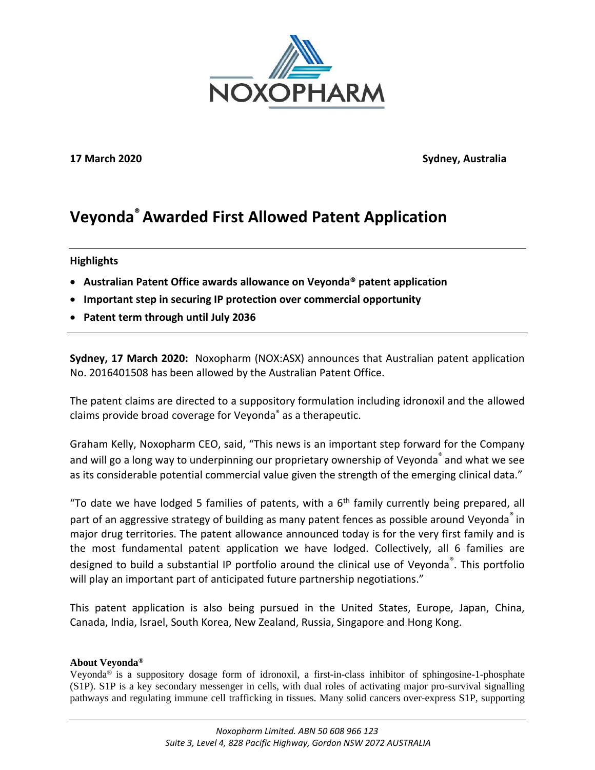**17 March 2020** **Sydney, Australia**

# Veyonda® Awarded First Allowed Patent Application

**Highlights**

- **Australian Patent Office awards allowance on Veyonda® patent application**
- **Important step in securing IP protection over commercial opportunity**
- **Patent term through until July 2036**

**Sydney, 17 March 2020:** Noxopharm (NOX:ASX) announces that Australian patent application No. 2016401508 has been allowed by the Australian Patent Office.

The patent claims are directed to a suppository formulation including idronoxil and the allowed claims provide broad coverage for Veyonda® as a therapeutic.

Graham Kelly, Noxopharm CEO, said, "This news is an important step forward for the Company and will go a long way to underpinning our proprietary ownership of Veyonda® and what we see as its considerable potential commercial value given the strength of the emerging clinical data."

"To date we have lodged 5 families of patents, with a 6th family currently being prepared, all part of an aggressive strategy of building as many patent fences as possible around Veyonda® in major drug territories. The patent allowance announced today is for the very first family and is the most fundamental patent application we have lodged. Collectively, all 6 families are designed to build a substantial IP portfolio around the clinical use of Veyonda®. This portfolio will play an important part of anticipated future partnership negotiations."

This patent application is also being pursued in the United States, Europe, Japan, China, Canada, India, Israel, South Korea, New Zealand, Russia, Singapore and Hong Kong.

**About Veyonda®**

Veyonda® is a suppository dosage form of idronoxil, a first-in-class inhibitor of sphingosine-1-phosphate (S1P). S1P is a key secondary messenger in cells, with dual roles of activating major pro-survival signalling pathways and regulating immune cell trafficking in tissues. Many solid cancers over-express S1P, supporting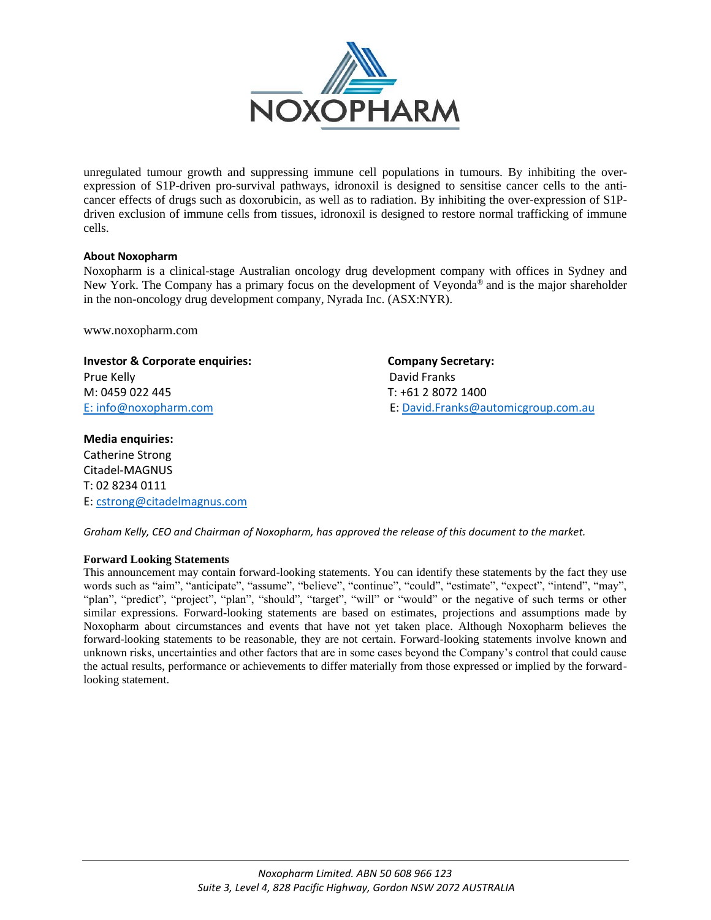unregulated tumour growth and suppressing immune cell populations in tumours. By inhibiting the over-expression of S1P-driven pro-survival pathways, idronoxil is designed to sensitise cancer cells to the anti-cancer effects of drugs such as doxorubicin, as well as to radiation. By inhibiting the over-expression of S1P-driven exclusion of immune cells from tissues, idronoxil is designed to restore normal trafficking of immune cells.

**About Noxopharm**

Noxopharm is a clinical-stage Australian oncology drug development company with offices in Sydney and New York. The Company has a primary focus on the development of Veyonda® and is the major shareholder in the non-oncology drug development company, Nyrada Inc. (ASX:NYR).

www.noxopharm.com

**Investor & Corporate enquiries:**
Prue Kelly
M: 0459 022 445
E: info@noxopharm.com

**Company Secretary:**
David Franks
T: +61 2 8072 1400
E: David.Franks@automicgroup.com.au

**Media enquiries:**
Catherine Strong
Citadel-MAGNUS
T: 02 8234 0111
E: cstrong@citadelmagnus.com

*Graham Kelly, CEO and Chairman of Noxopharm, has approved the release of this document to the market.*

**Forward Looking Statements**

This announcement may contain forward-looking statements. You can identify these statements by the fact they use words such as "aim", "anticipate", "assume", "believe", "continue", "could", "estimate", "expect", "intend", "may", "plan", "predict", "project", "plan", "should", "target", "will" or "would" or the negative of such terms or other similar expressions. Forward-looking statements are based on estimates, projections and assumptions made by Noxopharm about circumstances and events that have not yet taken place. Although Noxopharm believes the forward-looking statements to be reasonable, they are not certain. Forward-looking statements involve known and unknown risks, uncertainties and other factors that are in some cases beyond the Company's control that could cause the actual results, performance or achievements to differ materially from those expressed or implied by the forward-looking statement.

*Noxopharm Limited. ABN 50 608 966 123*
*Suite 3, Level 4, 828 Pacific Highway, Gordon NSW 2072 AUSTRALIA*